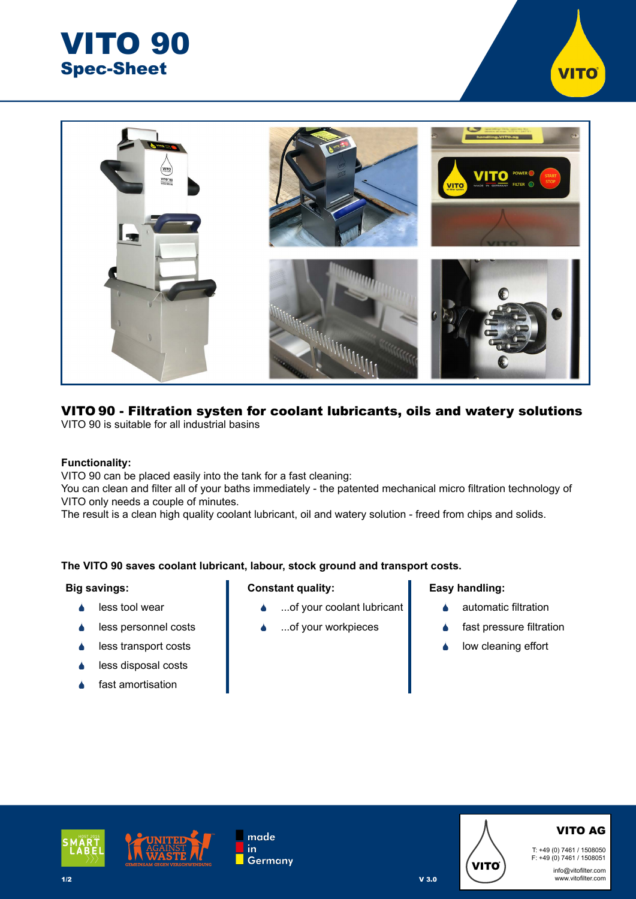# VITO 90

## Spec-Sheet

### VITO 90 - Filtration systen for coolant lubricants, oils and watery solutions

VITO 90 is suitable for all industrial basins

**Functionality:**

VITO 90 can be placed easily into the tank for a fast cleaning:
You can clean and filter all of your baths immediately - the patented mechanical micro filtration technology of VITO only needs a couple of minutes.
The result is a clean high quality coolant lubricant, oil and watery solution - freed from chips and solids.

**The VITO 90 saves coolant lubricant, labour, stock ground and transport costs.**

**Big savings:**

- less tool wear
- less personnel costs
- less transport costs
- less disposal costs
- fast amortisation

**Constant quality:**

- ...of your coolant lubricant
- ...of your workpieces

**Easy handling:**

- automatic filtration
- fast pressure filtration
- low cleaning effort

HOST 2015 SMART LABEL

UNITED AGAINST WASTE – GEMEINSAM GEGEN VERSCHWENDUNG

made in Germany

V 3.0

**VITO AG**

T: +49 (0) 7461 / 1508050
F: +49 (0) 7461 / 1508051
info@vitofilter.com
www.vitofilter.com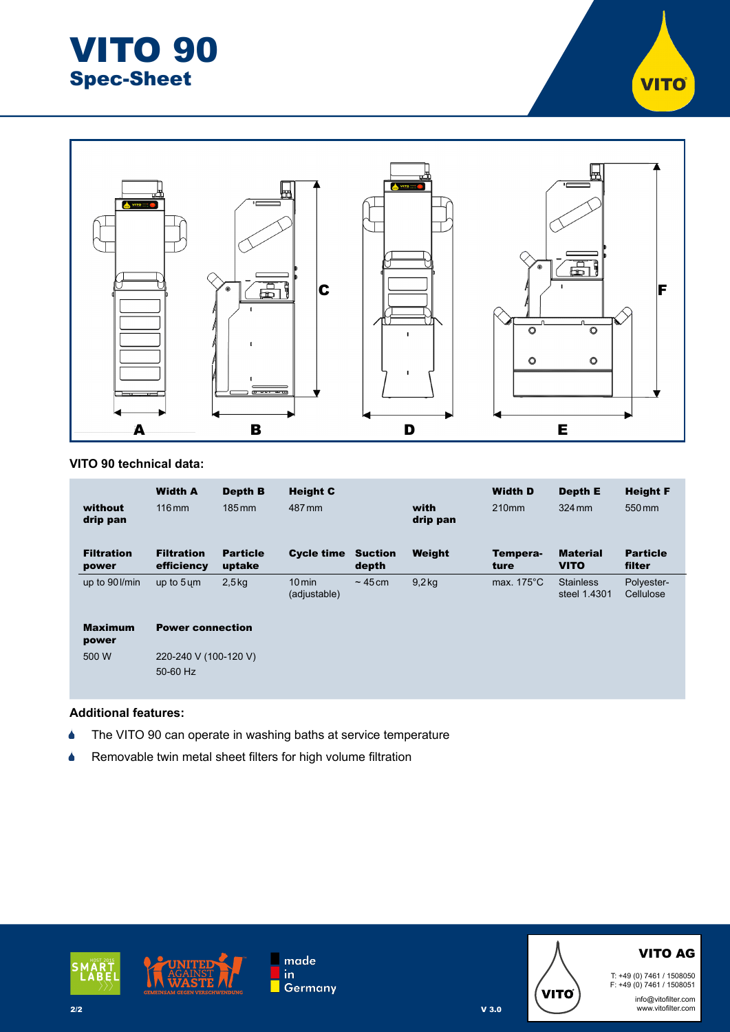# VITO 90
## Spec-Sheet

A B D E
C F

**VITO 90 technical data:**

| | Width A | Depth B | Height C | | | Width D | Depth E | Height F |
|---|---|---|---|---|---|---|---|---|
| **without drip pan** | 116 mm | 185 mm | 487 mm | | **with drip pan** | 210mm | 324 mm | 550 mm |
| **Filtration power** | **Filtration efficiency** | **Particle uptake** | **Cycle time** | **Suction depth** | **Weight** | **Tempera­ture** | **Material VITO** | **Particle filter** |
| up to 90 l/min | up to 5 µm | 2,5 kg | 10 min (adjustable) | ~ 45 cm | 9,2 kg | max. 175°C | Stainless steel 1.4301 | Polyester-Cellulose |
| **Maximum power** | **Power connection** | | | | | | | |
| 500 W | 220-240 V (100-120 V) 50-60 Hz | | | | | | | |

**Additional features:**

- The VITO 90 can operate in washing baths at service temperature
- Removable twin metal sheet filters for high volume filtration

HOST 2015 SMART LABEL

UNITED AGAINST WASTE — GEMEINSAM GEGEN VERSCHWENDUNG

made in Germany

V 3.0

**VITO AG**

T: +49 (0) 7461 / 1508050
F: +49 (0) 7461 / 1508051

info@vitofilter.com
www.vitofilter.com